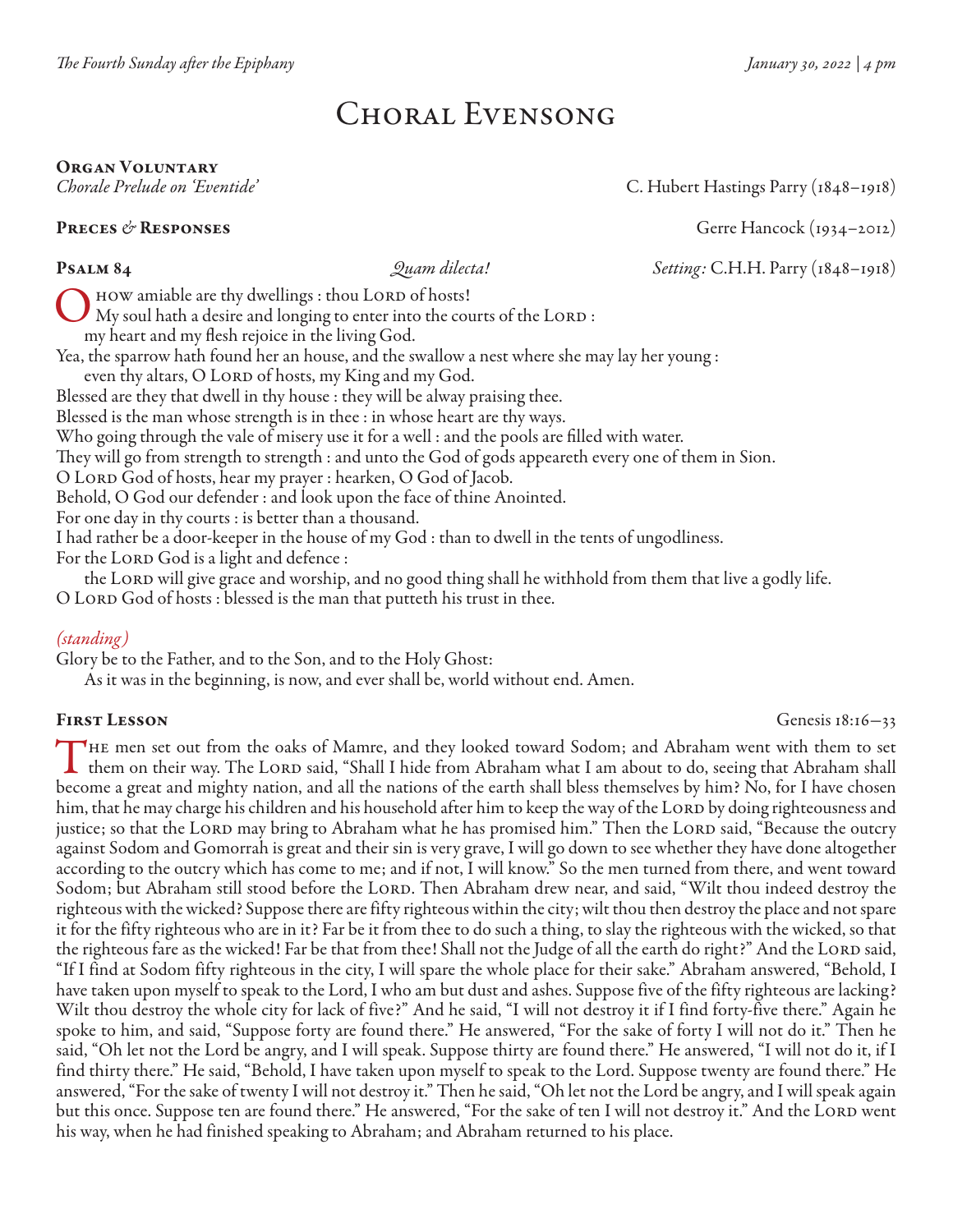*The Fourth Sunday after the Epiphany* — *January 30, 2022 | 4 pm*

# Choral Evensong

**Organ Voluntary**
*Chorale Prelude on 'Eventide'* — C. Hubert Hastings Parry (1848–1918)

**Preces & Responses** — Gerre Hancock (1934–2012)

**Psalm 84** — *Quam dilecta!* — *Setting:* C.H.H. Parry (1848–1918)

O how amiable are thy dwellings : thou Lord of hosts!
My soul hath a desire and longing to enter into the courts of the Lord :
my heart and my flesh rejoice in the living God.
Yea, the sparrow hath found her an house, and the swallow a nest where she may lay her young :
even thy altars, O Lord of hosts, my King and my God.
Blessed are they that dwell in thy house : they will be alway praising thee.
Blessed is the man whose strength is in thee : in whose heart are thy ways.
Who going through the vale of misery use it for a well : and the pools are filled with water.
They will go from strength to strength : and unto the God of gods appeareth every one of them in Sion.
O Lord God of hosts, hear my prayer : hearken, O God of Jacob.
Behold, O God our defender : and look upon the face of thine Anointed.
For one day in thy courts : is better than a thousand.
I had rather be a door-keeper in the house of my God : than to dwell in the tents of ungodliness.
For the Lord God is a light and defence :
the Lord will give grace and worship, and no good thing shall he withhold from them that live a godly life.
O Lord God of hosts : blessed is the man that putteth his trust in thee.

*(standing)*
Glory be to the Father, and to the Son, and to the Holy Ghost:
As it was in the beginning, is now, and ever shall be, world without end. Amen.

**First Lesson** — Genesis 18:16–33

The men set out from the oaks of Mamre, and they looked toward Sodom; and Abraham went with them to set them on their way. The Lord said, "Shall I hide from Abraham what I am about to do, seeing that Abraham shall become a great and mighty nation, and all the nations of the earth shall bless themselves by him? No, for I have chosen him, that he may charge his children and his household after him to keep the way of the Lord by doing righteousness and justice; so that the Lord may bring to Abraham what he has promised him." Then the Lord said, "Because the outcry against Sodom and Gomorrah is great and their sin is very grave, I will go down to see whether they have done altogether according to the outcry which has come to me; and if not, I will know." So the men turned from there, and went toward Sodom; but Abraham still stood before the Lord. Then Abraham drew near, and said, "Wilt thou indeed destroy the righteous with the wicked? Suppose there are fifty righteous within the city; wilt thou then destroy the place and not spare it for the fifty righteous who are in it? Far be it from thee to do such a thing, to slay the righteous with the wicked, so that the righteous fare as the wicked! Far be that from thee! Shall not the Judge of all the earth do right?" And the Lord said, "If I find at Sodom fifty righteous in the city, I will spare the whole place for their sake." Abraham answered, "Behold, I have taken upon myself to speak to the Lord, I who am but dust and ashes. Suppose five of the fifty righteous are lacking? Wilt thou destroy the whole city for lack of five?" And he said, "I will not destroy it if I find forty-five there." Again he spoke to him, and said, "Suppose forty are found there." He answered, "For the sake of forty I will not do it." Then he said, "Oh let not the Lord be angry, and I will speak. Suppose thirty are found there." He answered, "I will not do it, if I find thirty there." He said, "Behold, I have taken upon myself to speak to the Lord. Suppose twenty are found there." He answered, "For the sake of twenty I will not destroy it." Then he said, "Oh let not the Lord be angry, and I will speak again but this once. Suppose ten are found there." He answered, "For the sake of ten I will not destroy it." And the Lord went his way, when he had finished speaking to Abraham; and Abraham returned to his place.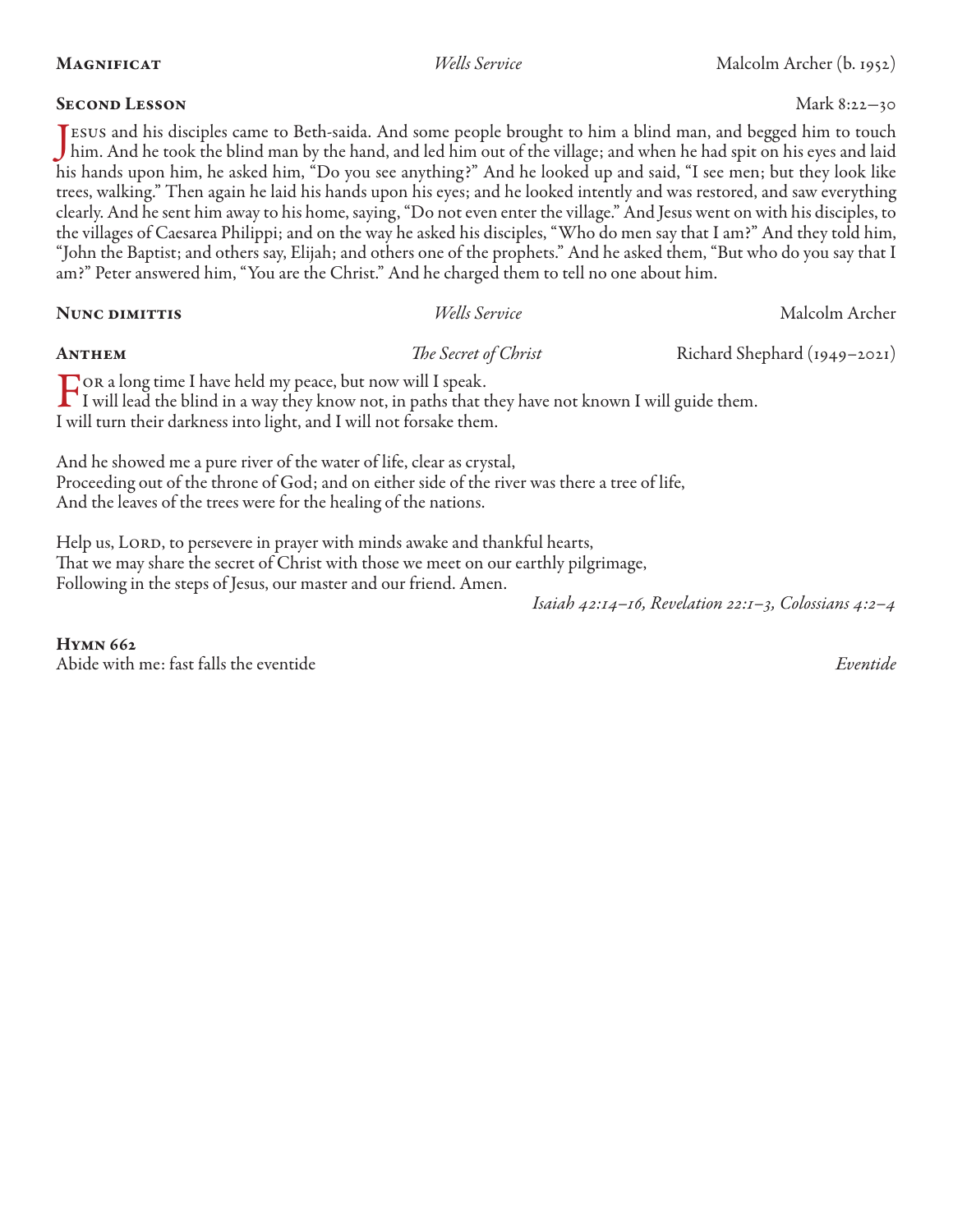**Magnificat** *Wells Service* Malcolm Archer (b. 1952)

**Second Lesson** Mark 8:22–30

Jesus and his disciples came to Beth-saida. And some people brought to him a blind man, and begged him to touch him. And he took the blind man by the hand, and led him out of the village; and when he had spit on his eyes and laid his hands upon him, he asked him, "Do you see anything?" And he looked up and said, "I see men; but they look like trees, walking." Then again he laid his hands upon his eyes; and he looked intently and was restored, and saw everything clearly. And he sent him away to his home, saying, "Do not even enter the village." And Jesus went on with his disciples, to the villages of Caesarea Philippi; and on the way he asked his disciples, "Who do men say that I am?" And they told him, "John the Baptist; and others say, Elijah; and others one of the prophets." And he asked them, "But who do you say that I am?" Peter answered him, "You are the Christ." And he charged them to tell no one about him.

**Nunc dimittis** *Wells Service* Malcolm Archer

**Anthem** *The Secret of Christ* Richard Shephard (1949–2021)

For a long time I have held my peace, but now will I speak.
I will lead the blind in a way they know not, in paths that they have not known I will guide them.
I will turn their darkness into light, and I will not forsake them.

And he showed me a pure river of the water of life, clear as crystal,
Proceeding out of the throne of God; and on either side of the river was there a tree of life,
And the leaves of the trees were for the healing of the nations.

Help us, Lord, to persevere in prayer with minds awake and thankful hearts,
That we may share the secret of Christ with those we meet on our earthly pilgrimage,
Following in the steps of Jesus, our master and our friend. Amen.

*Isaiah 42:14–16, Revelation 22:1–3, Colossians 4:2–4*

**Hymn 662**
Abide with me: fast falls the eventide *Eventide*